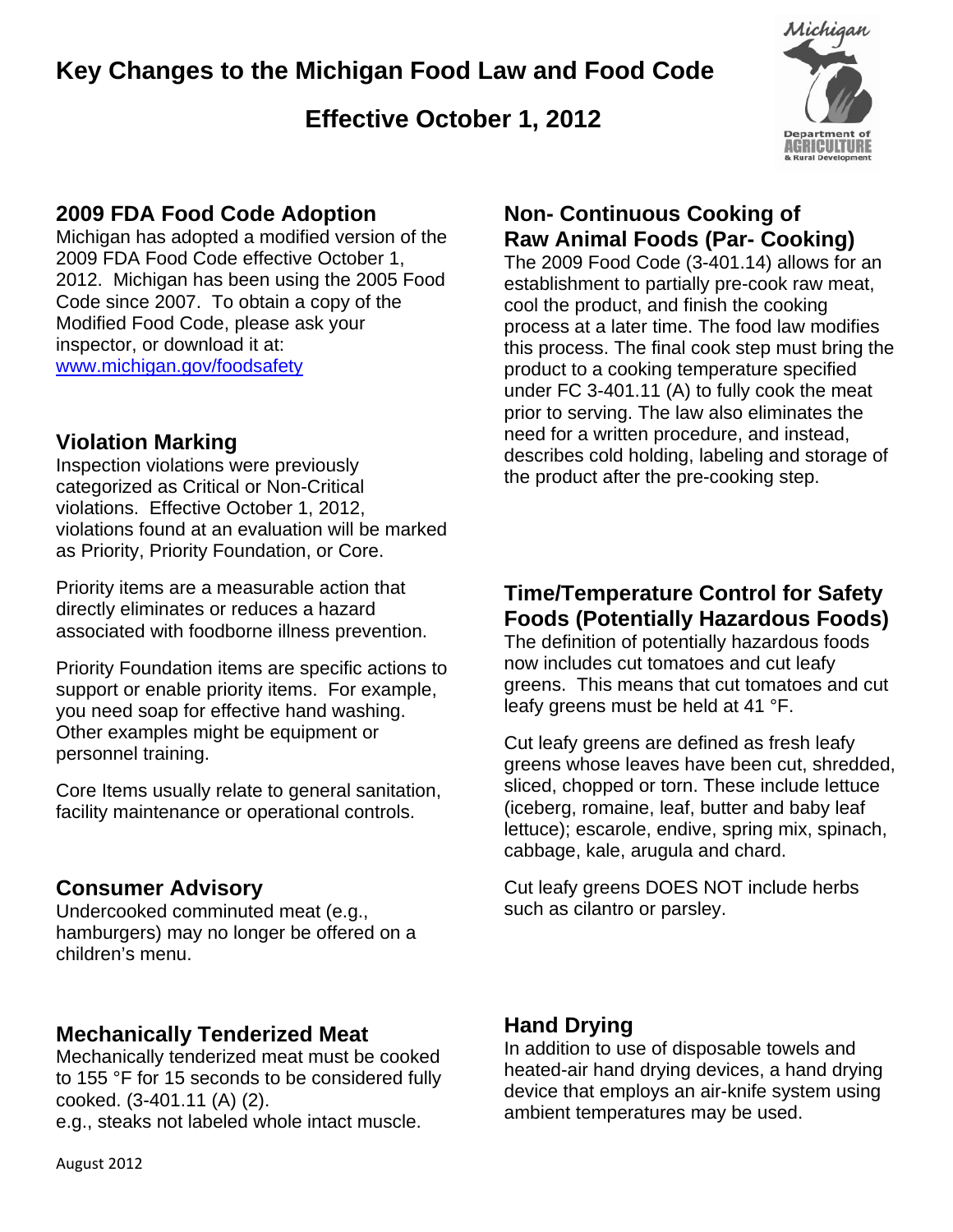# Key Changes to the Michigan Food Law and Food Code

## Effective October 1, 2012

### 2009 FDA Food Code Adoption

Michigan has adopted a modified version of the 2009 FDA Food Code effective October 1, 2012. Michigan has been using the 2005 Food Code since 2007. To obtain a copy of the Modified Food Code, please ask your inspector, or download it at: [www.michigan.gov/foodsafety](www.michigan.gov/foodsafety)

### Violation Marking

Inspection violations were previously categorized as Critical or Non-Critical violations. Effective October 1, 2012, violations found at an evaluation will be marked as Priority, Priority Foundation, or Core.

Priority items are a measurable action that directly eliminates or reduces a hazard associated with foodborne illness prevention.

Priority Foundation items are specific actions to support or enable priority items. For example, you need soap for effective hand washing. Other examples might be equipment or personnel training.

Core Items usually relate to general sanitation, facility maintenance or operational controls.

### Consumer Advisory

Undercooked comminuted meat (e.g., hamburgers) may no longer be offered on a children's menu.

### Mechanically Tenderized Meat

Mechanically tenderized meat must be cooked to 155 °F for 15 seconds to be considered fully cooked. (3-401.11 (A) (2).
e.g., steaks not labeled whole intact muscle.

### Non- Continuous Cooking of Raw Animal Foods (Par- Cooking)

The 2009 Food Code (3-401.14) allows for an establishment to partially pre-cook raw meat, cool the product, and finish the cooking process at a later time. The food law modifies this process. The final cook step must bring the product to a cooking temperature specified under FC 3-401.11 (A) to fully cook the meat prior to serving. The law also eliminates the need for a written procedure, and instead, describes cold holding, labeling and storage of the product after the pre-cooking step.

### Time/Temperature Control for Safety Foods (Potentially Hazardous Foods)

The definition of potentially hazardous foods now includes cut tomatoes and cut leafy greens. This means that cut tomatoes and cut leafy greens must be held at 41 °F.

Cut leafy greens are defined as fresh leafy greens whose leaves have been cut, shredded, sliced, chopped or torn. These include lettuce (iceberg, romaine, leaf, butter and baby leaf lettuce); escarole, endive, spring mix, spinach, cabbage, kale, arugula and chard.

Cut leafy greens DOES NOT include herbs such as cilantro or parsley.

### Hand Drying

In addition to use of disposable towels and heated-air hand drying devices, a hand drying device that employs an air-knife system using ambient temperatures may be used.

August 2012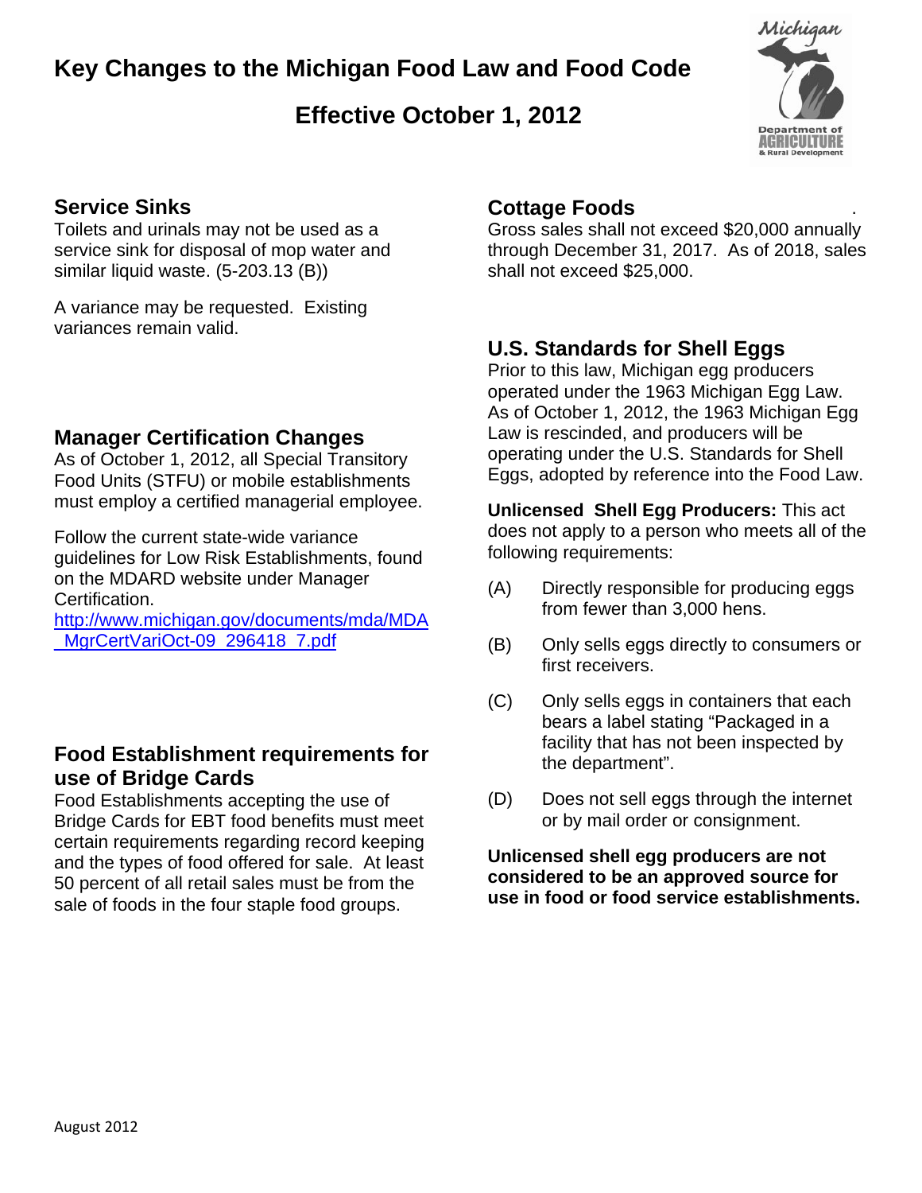# Key Changes to the Michigan Food Law and Food Code

## Effective October 1, 2012

### Service Sinks

Toilets and urinals may not be used as a service sink for disposal of mop water and similar liquid waste. (5-203.13 (B))

A variance may be requested. Existing variances remain valid.

### Manager Certification Changes

As of October 1, 2012, all Special Transitory Food Units (STFU) or mobile establishments must employ a certified managerial employee.

Follow the current state-wide variance guidelines for Low Risk Establishments, found on the MDARD website under Manager Certification.
http://www.michigan.gov/documents/mda/MDA_MgrCertVariOct-09_296418_7.pdf

### Food Establishment requirements for use of Bridge Cards

Food Establishments accepting the use of Bridge Cards for EBT food benefits must meet certain requirements regarding record keeping and the types of food offered for sale. At least 50 percent of all retail sales must be from the sale of foods in the four staple food groups.

### Cottage Foods

Gross sales shall not exceed $20,000 annually through December 31, 2017. As of 2018, sales shall not exceed $25,000.

### U.S. Standards for Shell Eggs

Prior to this law, Michigan egg producers operated under the 1963 Michigan Egg Law. As of October 1, 2012, the 1963 Michigan Egg Law is rescinded, and producers will be operating under the U.S. Standards for Shell Eggs, adopted by reference into the Food Law.

**Unlicensed Shell Egg Producers:** This act does not apply to a person who meets all of the following requirements:

(A) Directly responsible for producing eggs from fewer than 3,000 hens.

(B) Only sells eggs directly to consumers or first receivers.

(C) Only sells eggs in containers that each bears a label stating "Packaged in a facility that has not been inspected by the department".

(D) Does not sell eggs through the internet or by mail order or consignment.

**Unlicensed shell egg producers are not considered to be an approved source for use in food or food service establishments.**

August 2012